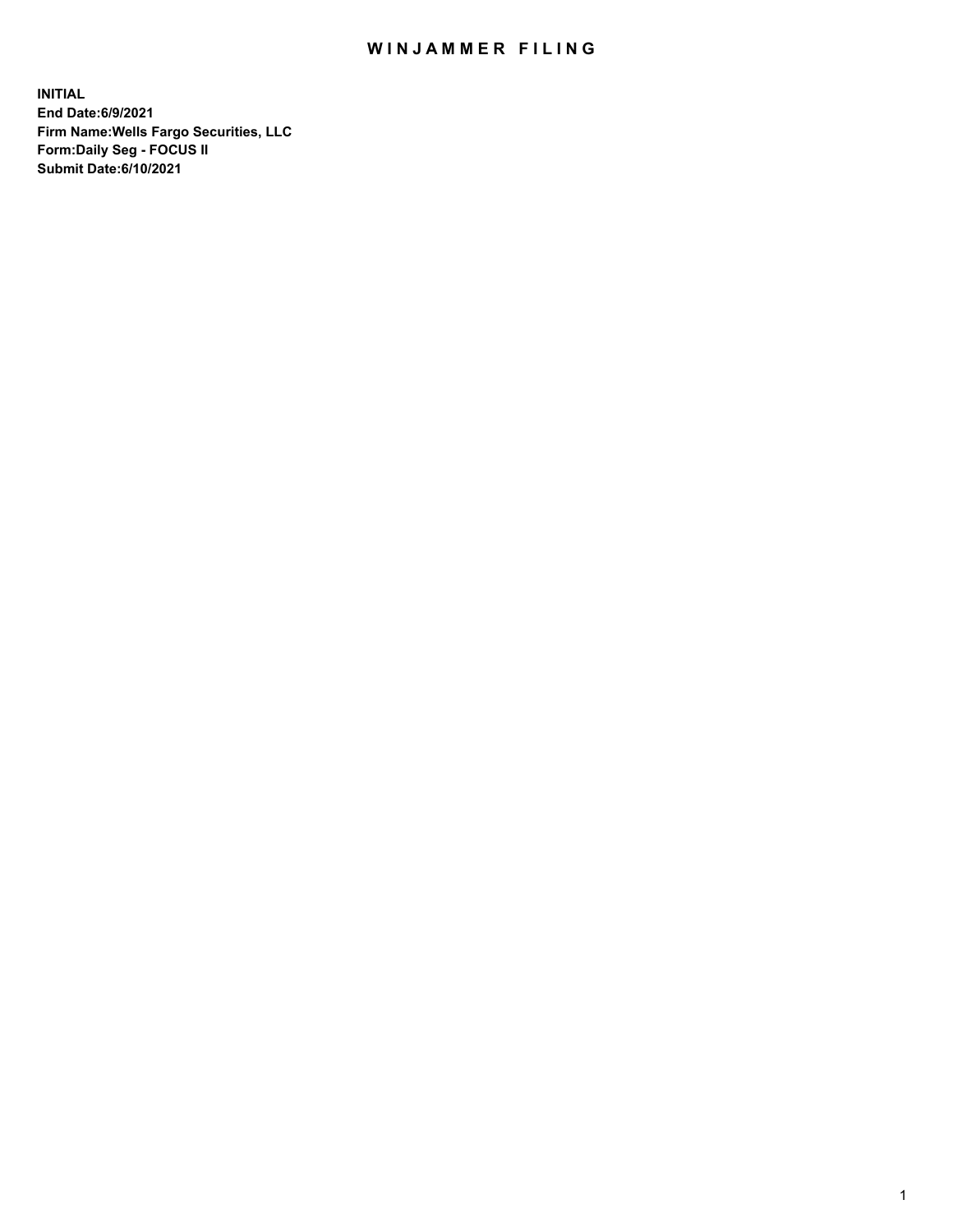# WINJAMMER FILING

**INITIAL**
**End Date:6/9/2021**
**Firm Name:Wells Fargo Securities, LLC**
**Form:Daily Seg - FOCUS II**
**Submit Date:6/10/2021**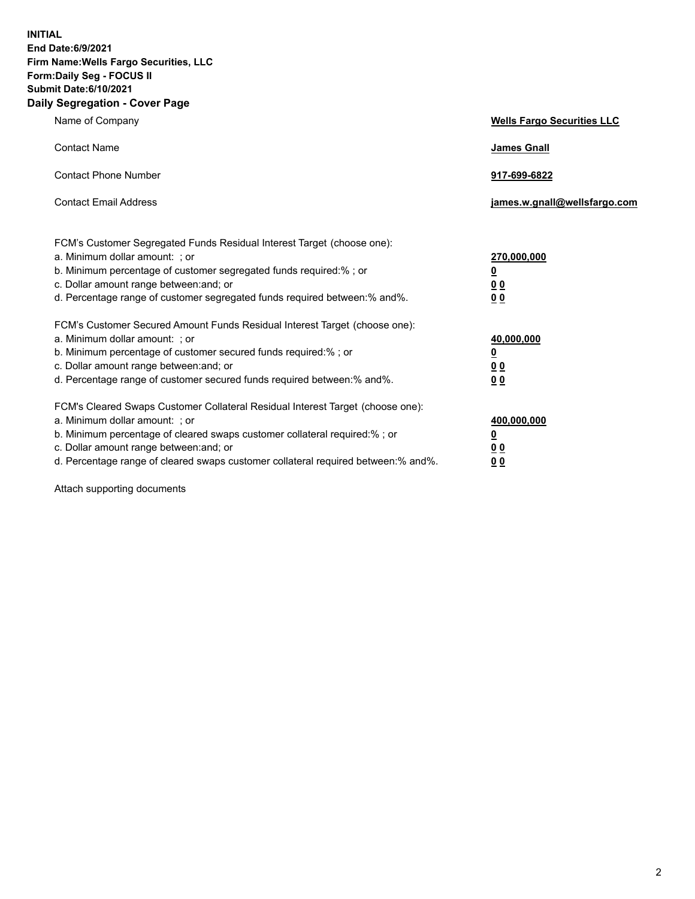**INITIAL**
**End Date:6/9/2021**
**Firm Name:Wells Fargo Securities, LLC**
**Form:Daily Seg - FOCUS II**
**Submit Date:6/10/2021**

## Daily Segregation - Cover Page

| | |
|---|---|
| Name of Company | **Wells Fargo Securities LLC** |
| Contact Name | **James Gnall** |
| Contact Phone Number | **917-699-6822** |
| Contact Email Address | **james.w.gnall@wellsfargo.com** |

| | |
|---|---|
| FCM's Customer Segregated Funds Residual Interest Target (choose one): | |
| a. Minimum dollar amount: ; or | **270,000,000** |
| b. Minimum percentage of customer segregated funds required:% ; or | **0** |
| c. Dollar amount range between:and; or | **0 0** |
| d. Percentage range of customer segregated funds required between:% and%. | **0 0** |
| FCM's Customer Secured Amount Funds Residual Interest Target (choose one): | |
| a. Minimum dollar amount: ; or | **40,000,000** |
| b. Minimum percentage of customer secured funds required:% ; or | **0** |
| c. Dollar amount range between:and; or | **0 0** |
| d. Percentage range of customer secured funds required between:% and%. | **0 0** |
| FCM's Cleared Swaps Customer Collateral Residual Interest Target (choose one): | |
| a. Minimum dollar amount: ; or | **400,000,000** |
| b. Minimum percentage of cleared swaps customer collateral required:% ; or | **0** |
| c. Dollar amount range between:and; or | **0 0** |
| d. Percentage range of cleared swaps customer collateral required between:% and%. | **0 0** |

Attach supporting documents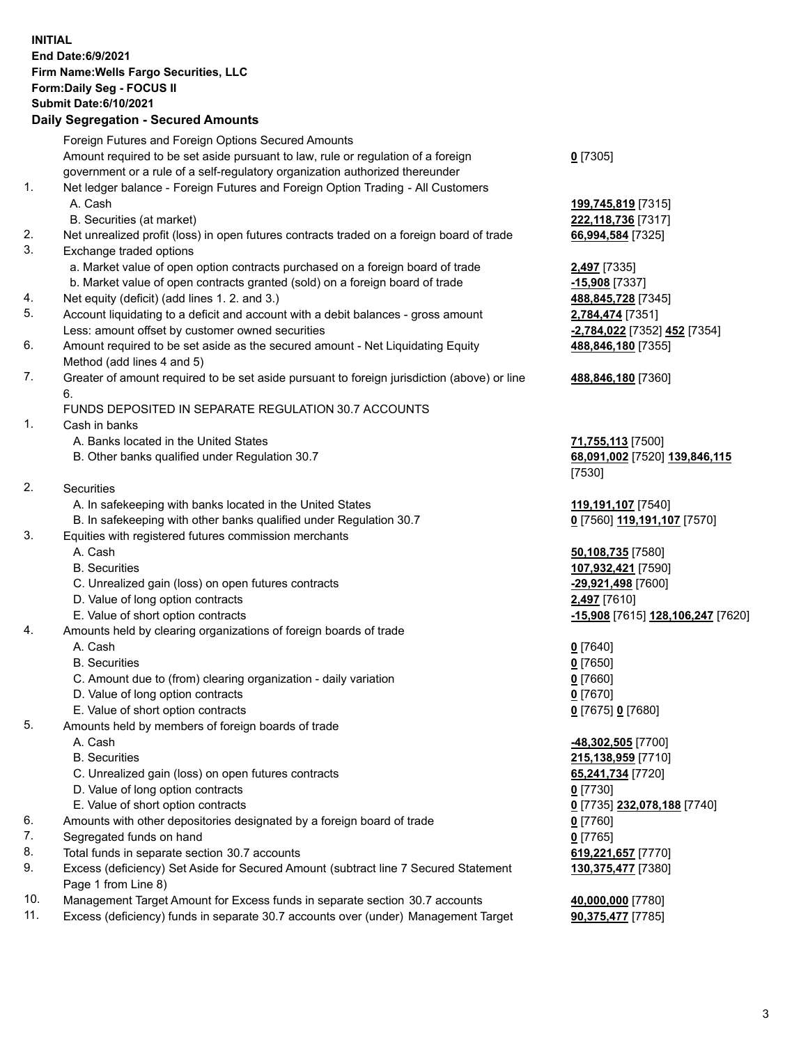**INITIAL**
**End Date:6/9/2021**
**Firm Name:Wells Fargo Securities, LLC**
**Form:Daily Seg - FOCUS II**
**Submit Date:6/10/2021**

## Daily Segregation - Secured Amounts

| | | |
|---|---|---|
| | Foreign Futures and Foreign Options Secured Amounts | |
| | Amount required to be set aside pursuant to law, rule or regulation of a foreign government or a rule of a self-regulatory organization authorized thereunder | **0** [7305] |
| 1. | Net ledger balance - Foreign Futures and Foreign Option Trading - All Customers | |
| | A. Cash | **199,745,819** [7315] |
| | B. Securities (at market) | **222,118,736** [7317] |
| 2. | Net unrealized profit (loss) in open futures contracts traded on a foreign board of trade | **66,994,584** [7325] |
| 3. | Exchange traded options | |
| | a. Market value of open option contracts purchased on a foreign board of trade | **2,497** [7335] |
| | b. Market value of open contracts granted (sold) on a foreign board of trade | **-15,908** [7337] |
| 4. | Net equity (deficit) (add lines 1. 2. and 3.) | **488,845,728** [7345] |
| 5. | Account liquidating to a deficit and account with a debit balances - gross amount | **2,784,474** [7351] |
| | Less: amount offset by customer owned securities | **-2,784,022** [7352] **452** [7354] |
| 6. | Amount required to be set aside as the secured amount - Net Liquidating Equity Method (add lines 4 and 5) | **488,846,180** [7355] |
| 7. | Greater of amount required to be set aside pursuant to foreign jurisdiction (above) or line 6. | **488,846,180** [7360] |
| | FUNDS DEPOSITED IN SEPARATE REGULATION 30.7 ACCOUNTS | |
| 1. | Cash in banks | |
| | A. Banks located in the United States | **71,755,113** [7500] |
| | B. Other banks qualified under Regulation 30.7 | **68,091,002** [7520] **139,846,115** [7530] |
| 2. | Securities | |
| | A. In safekeeping with banks located in the United States | **119,191,107** [7540] |
| | B. In safekeeping with other banks qualified under Regulation 30.7 | **0** [7560] **119,191,107** [7570] |
| 3. | Equities with registered futures commission merchants | |
| | A. Cash | **50,108,735** [7580] |
| | B. Securities | **107,932,421** [7590] |
| | C. Unrealized gain (loss) on open futures contracts | **-29,921,498** [7600] |
| | D. Value of long option contracts | **2,497** [7610] |
| | E. Value of short option contracts | **-15,908** [7615] **128,106,247** [7620] |
| 4. | Amounts held by clearing organizations of foreign boards of trade | |
| | A. Cash | **0** [7640] |
| | B. Securities | **0** [7650] |
| | C. Amount due to (from) clearing organization - daily variation | **0** [7660] |
| | D. Value of long option contracts | **0** [7670] |
| | E. Value of short option contracts | **0** [7675] **0** [7680] |
| 5. | Amounts held by members of foreign boards of trade | |
| | A. Cash | **-48,302,505** [7700] |
| | B. Securities | **215,138,959** [7710] |
| | C. Unrealized gain (loss) on open futures contracts | **65,241,734** [7720] |
| | D. Value of long option contracts | **0** [7730] |
| | E. Value of short option contracts | **0** [7735] **232,078,188** [7740] |
| 6. | Amounts with other depositories designated by a foreign board of trade | **0** [7760] |
| 7. | Segregated funds on hand | **0** [7765] |
| 8. | Total funds in separate section 30.7 accounts | **619,221,657** [7770] |
| 9. | Excess (deficiency) Set Aside for Secured Amount (subtract line 7 Secured Statement Page 1 from Line 8) | **130,375,477** [7380] |
| 10. | Management Target Amount for Excess funds in separate section 30.7 accounts | **40,000,000** [7780] |
| 11. | Excess (deficiency) funds in separate 30.7 accounts over (under) Management Target | **90,375,477** [7785] |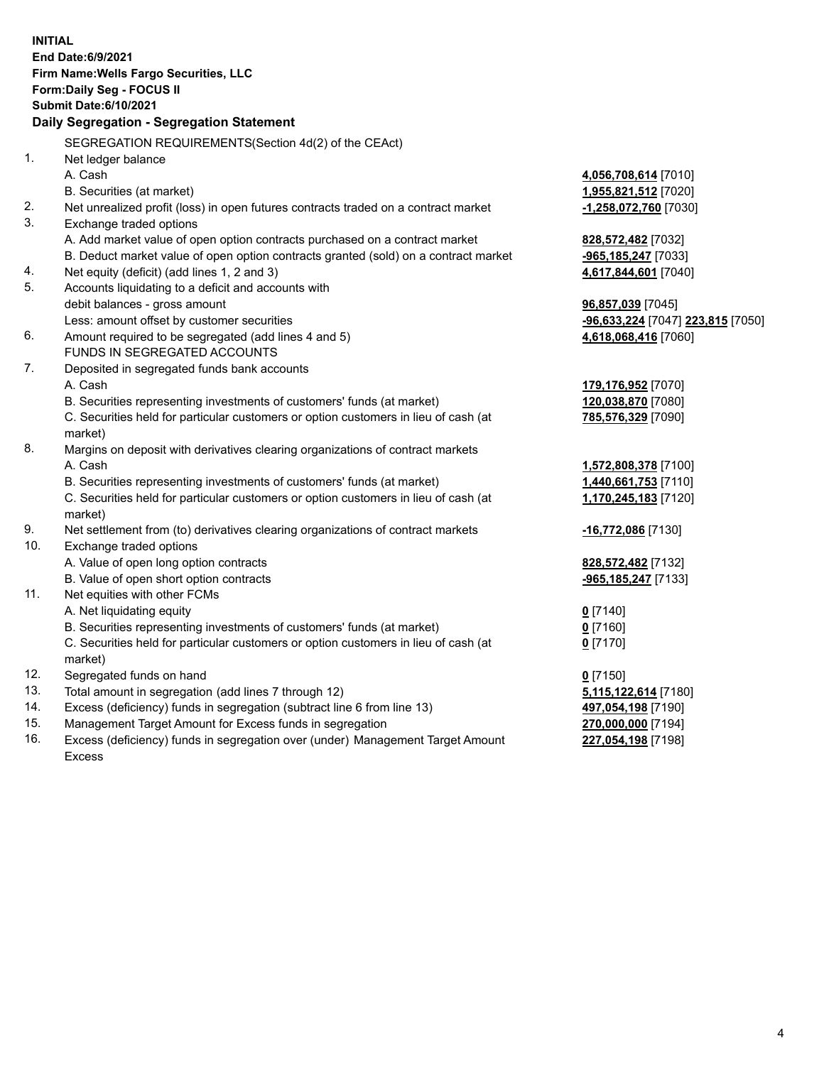**INITIAL**
**End Date:6/9/2021**
**Firm Name:Wells Fargo Securities, LLC**
**Form:Daily Seg - FOCUS II**
**Submit Date:6/10/2021**

## Daily Segregation - Segregation Statement

SEGREGATION REQUIREMENTS(Section 4d(2) of the CEAct)

| | | |
|---|---|---|
| 1. | Net ledger balance | |
| | A. Cash | **4,056,708,614** [7010] |
| | B. Securities (at market) | **1,955,821,512** [7020] |
| 2. | Net unrealized profit (loss) in open futures contracts traded on a contract market | **-1,258,072,760** [7030] |
| 3. | Exchange traded options | |
| | A. Add market value of open option contracts purchased on a contract market | **828,572,482** [7032] |
| | B. Deduct market value of open option contracts granted (sold) on a contract market | **-965,185,247** [7033] |
| 4. | Net equity (deficit) (add lines 1, 2 and 3) | **4,617,844,601** [7040] |
| 5. | Accounts liquidating to a deficit and accounts with debit balances - gross amount | **96,857,039** [7045] |
| | Less: amount offset by customer securities | **-96,633,224** [7047] **223,815** [7050] |
| 6. | Amount required to be segregated (add lines 4 and 5) | **4,618,068,416** [7060] |
| | FUNDS IN SEGREGATED ACCOUNTS | |
| 7. | Deposited in segregated funds bank accounts | |
| | A. Cash | **179,176,952** [7070] |
| | B. Securities representing investments of customers' funds (at market) | **120,038,870** [7080] |
| | C. Securities held for particular customers or option customers in lieu of cash (at market) | **785,576,329** [7090] |
| 8. | Margins on deposit with derivatives clearing organizations of contract markets | |
| | A. Cash | **1,572,808,378** [7100] |
| | B. Securities representing investments of customers' funds (at market) | **1,440,661,753** [7110] |
| | C. Securities held for particular customers or option customers in lieu of cash (at market) | **1,170,245,183** [7120] |
| 9. | Net settlement from (to) derivatives clearing organizations of contract markets | **-16,772,086** [7130] |
| 10. | Exchange traded options | |
| | A. Value of open long option contracts | **828,572,482** [7132] |
| | B. Value of open short option contracts | **-965,185,247** [7133] |
| 11. | Net equities with other FCMs | |
| | A. Net liquidating equity | **0** [7140] |
| | B. Securities representing investments of customers' funds (at market) | **0** [7160] |
| | C. Securities held for particular customers or option customers in lieu of cash (at market) | **0** [7170] |
| 12. | Segregated funds on hand | **0** [7150] |
| 13. | Total amount in segregation (add lines 7 through 12) | **5,115,122,614** [7180] |
| 14. | Excess (deficiency) funds in segregation (subtract line 6 from line 13) | **497,054,198** [7190] |
| 15. | Management Target Amount for Excess funds in segregation | **270,000,000** [7194] |
| 16. | Excess (deficiency) funds in segregation over (under) Management Target Amount Excess | **227,054,198** [7198] |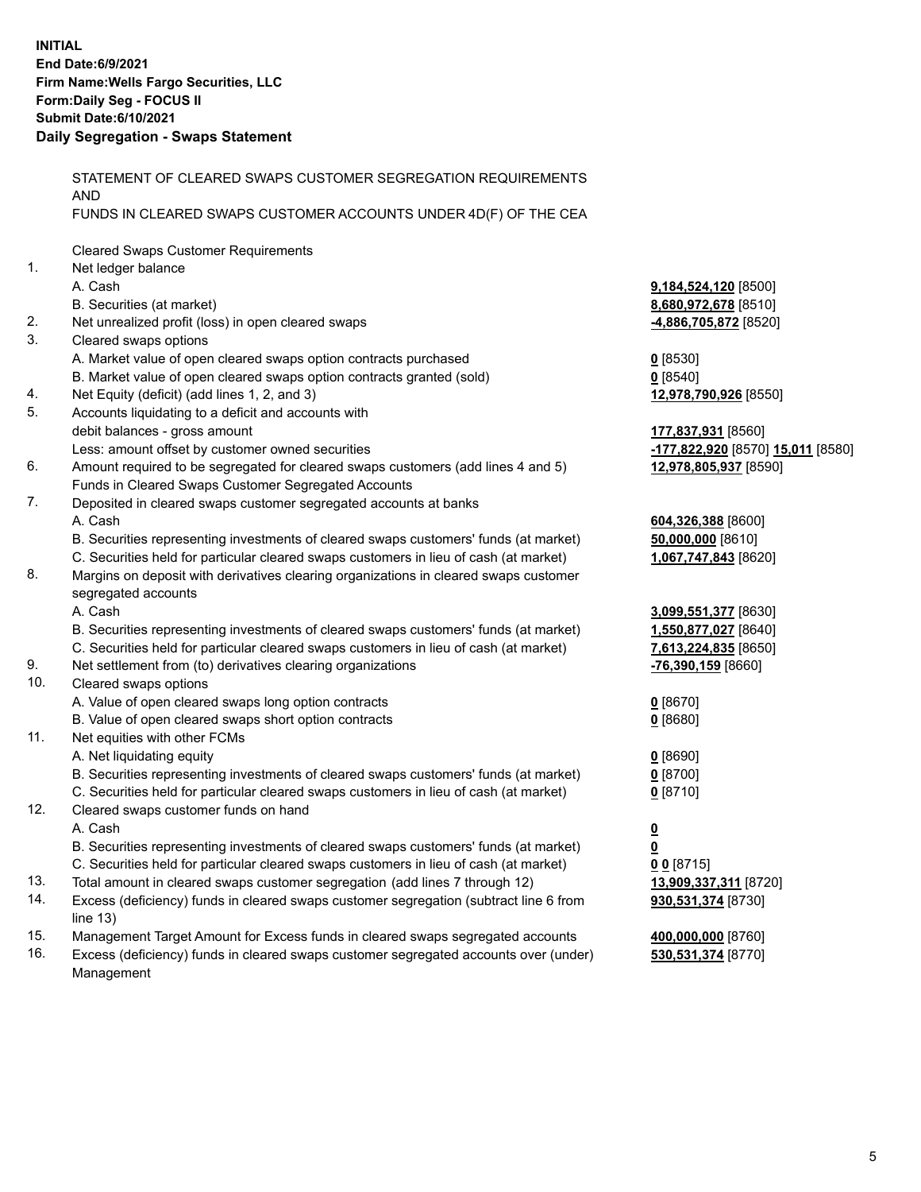**INITIAL**
**End Date:6/9/2021**
**Firm Name:Wells Fargo Securities, LLC**
**Form:Daily Seg - FOCUS II**
**Submit Date:6/10/2021**
**Daily Segregation - Swaps Statement**

STATEMENT OF CLEARED SWAPS CUSTOMER SEGREGATION REQUIREMENTS AND
FUNDS IN CLEARED SWAPS CUSTOMER ACCOUNTS UNDER 4D(F) OF THE CEA

| | | |
|---|---|---|
| | Cleared Swaps Customer Requirements | |
| 1. | Net ledger balance | |
| | A. Cash | **9,184,524,120** [8500] |
| | B. Securities (at market) | **8,680,972,678** [8510] |
| 2. | Net unrealized profit (loss) in open cleared swaps | **-4,886,705,872** [8520] |
| 3. | Cleared swaps options | |
| | A. Market value of open cleared swaps option contracts purchased | **0** [8530] |
| | B. Market value of open cleared swaps option contracts granted (sold) | **0** [8540] |
| 4. | Net Equity (deficit) (add lines 1, 2, and 3) | **12,978,790,926** [8550] |
| 5. | Accounts liquidating to a deficit and accounts with | |
| | debit balances - gross amount | **177,837,931** [8560] |
| | Less: amount offset by customer owned securities | **-177,822,920** [8570] **15,011** [8580] |
| 6. | Amount required to be segregated for cleared swaps customers (add lines 4 and 5) | **12,978,805,937** [8590] |
| | Funds in Cleared Swaps Customer Segregated Accounts | |
| 7. | Deposited in cleared swaps customer segregated accounts at banks | |
| | A. Cash | **604,326,388** [8600] |
| | B. Securities representing investments of cleared swaps customers' funds (at market) | **50,000,000** [8610] |
| | C. Securities held for particular cleared swaps customers in lieu of cash (at market) | **1,067,747,843** [8620] |
| 8. | Margins on deposit with derivatives clearing organizations in cleared swaps customer segregated accounts | |
| | A. Cash | **3,099,551,377** [8630] |
| | B. Securities representing investments of cleared swaps customers' funds (at market) | **1,550,877,027** [8640] |
| | C. Securities held for particular cleared swaps customers in lieu of cash (at market) | **7,613,224,835** [8650] |
| 9. | Net settlement from (to) derivatives clearing organizations | **-76,390,159** [8660] |
| 10. | Cleared swaps options | |
| | A. Value of open cleared swaps long option contracts | **0** [8670] |
| | B. Value of open cleared swaps short option contracts | **0** [8680] |
| 11. | Net equities with other FCMs | |
| | A. Net liquidating equity | **0** [8690] |
| | B. Securities representing investments of cleared swaps customers' funds (at market) | **0** [8700] |
| | C. Securities held for particular cleared swaps customers in lieu of cash (at market) | **0** [8710] |
| 12. | Cleared swaps customer funds on hand | |
| | A. Cash | **0** |
| | B. Securities representing investments of cleared swaps customers' funds (at market) | **0** |
| | C. Securities held for particular cleared swaps customers in lieu of cash (at market) | **0** **0** [8715] |
| 13. | Total amount in cleared swaps customer segregation (add lines 7 through 12) | **13,909,337,311** [8720] |
| 14. | Excess (deficiency) funds in cleared swaps customer segregation (subtract line 6 from line 13) | **930,531,374** [8730] |
| 15. | Management Target Amount for Excess funds in cleared swaps segregated accounts | **400,000,000** [8760] |
| 16. | Excess (deficiency) funds in cleared swaps customer segregated accounts over (under) Management | **530,531,374** [8770] |